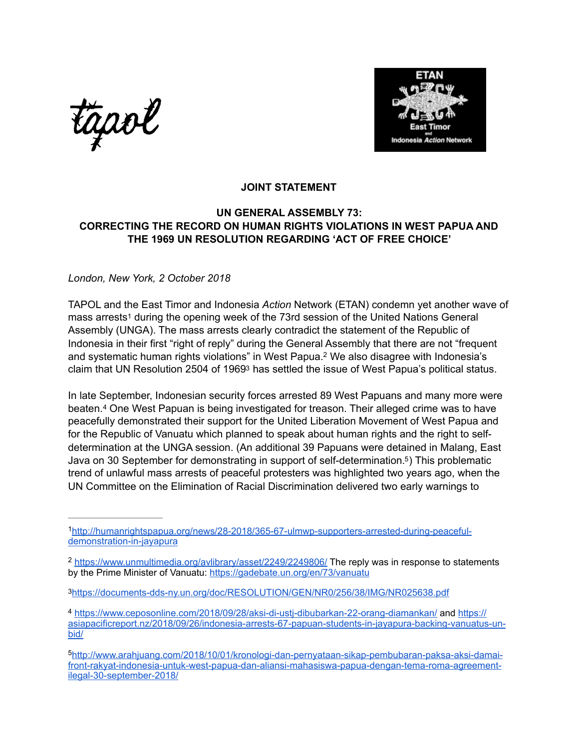tapol

ETAN
East Timor and Indonesia *Action* Network

**JOINT STATEMENT**

**UN GENERAL ASSEMBLY 73:
CORRECTING THE RECORD ON HUMAN RIGHTS VIOLATIONS IN WEST PAPUA AND THE 1969 UN RESOLUTION REGARDING 'ACT OF FREE CHOICE'**

*London, New York, 2 October 2018*

TAPOL and the East Timor and Indonesia *Action* Network (ETAN) condemn yet another wave of mass arrests[1] during the opening week of the 73rd session of the United Nations General Assembly (UNGA). The mass arrests clearly contradict the statement of the Republic of Indonesia in their first "right of reply" during the General Assembly that there are not "frequent and systematic human rights violations" in West Papua.[2] We also disagree with Indonesia's claim that UN Resolution 2504 of 1969[3] has settled the issue of West Papua's political status.

In late September, Indonesian security forces arrested 89 West Papuans and many more were beaten.[4] One West Papuan is being investigated for treason. Their alleged crime was to have peacefully demonstrated their support for the United Liberation Movement of West Papua and for the Republic of Vanuatu which planned to speak about human rights and the right to self-determination at the UNGA session. (An additional 39 Papuans were detained in Malang, East Java on 30 September for demonstrating in support of self-determination.[5]) This problematic trend of unlawful mass arrests of peaceful protesters was highlighted two years ago, when the UN Committee on the Elimination of Racial Discrimination delivered two early warnings to

---

[1] http://humanrightspapua.org/news/28-2018/365-67-ulmwp-supporters-arrested-during-peaceful-demonstration-in-jayapura

[2] https://www.unmultimedia.org/avlibrary/asset/2249/2249806/ The reply was in response to statements by the Prime Minister of Vanuatu: https://gadebate.un.org/en/73/vanuatu

[3] https://documents-dds-ny.un.org/doc/RESOLUTION/GEN/NR0/256/38/IMG/NR025638.pdf

[4] https://www.ceposonline.com/2018/09/28/aksi-di-ustj-dibubarkan-22-orang-diamankan/ and https://asiapacificreport.nz/2018/09/26/indonesia-arrests-67-papuan-students-in-jayapura-backing-vanuatus-un-bid/

[5] http://www.arahjuang.com/2018/10/01/kronologi-dan-pernyataan-sikap-pembubaran-paksa-aksi-damai-front-rakyat-indonesia-untuk-west-papua-dan-aliansi-mahasiswa-papua-dengan-tema-roma-agreement-ilegal-30-september-2018/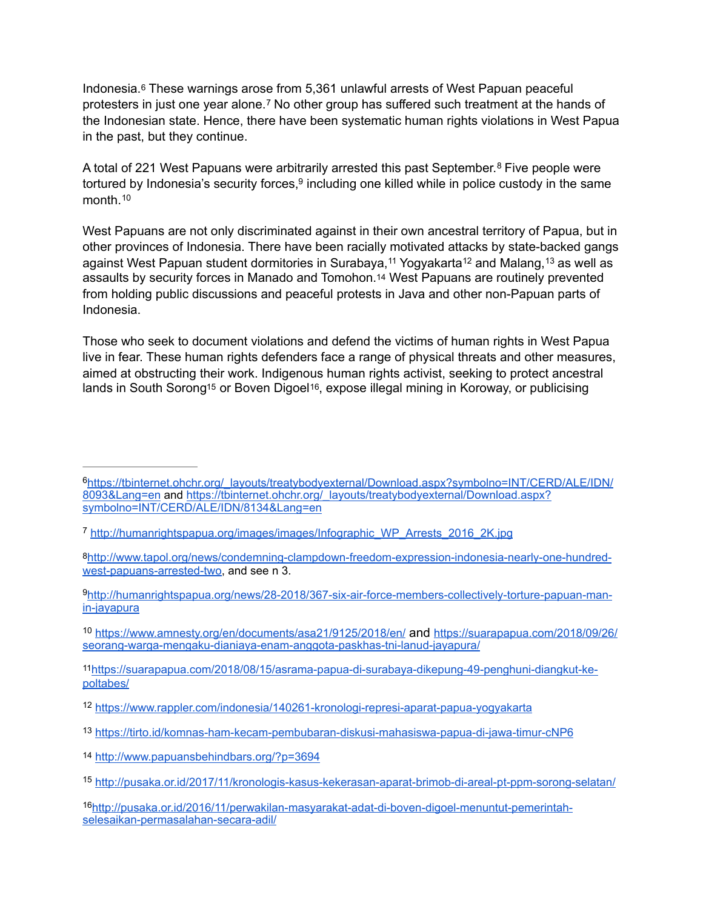Indonesia.[6] These warnings arose from 5,361 unlawful arrests of West Papuan peaceful protesters in just one year alone.[7] No other group has suffered such treatment at the hands of the Indonesian state. Hence, there have been systematic human rights violations in West Papua in the past, but they continue.

A total of 221 West Papuans were arbitrarily arrested this past September.[8] Five people were tortured by Indonesia's security forces,[9] including one killed while in police custody in the same month.[10]

West Papuans are not only discriminated against in their own ancestral territory of Papua, but in other provinces of Indonesia. There have been racially motivated attacks by state-backed gangs against West Papuan student dormitories in Surabaya,[11] Yogyakarta[12] and Malang,[13] as well as assaults by security forces in Manado and Tomohon.[14] West Papuans are routinely prevented from holding public discussions and peaceful protests in Java and other non-Papuan parts of Indonesia.

Those who seek to document violations and defend the victims of human rights in West Papua live in fear. These human rights defenders face a range of physical threats and other measures, aimed at obstructing their work. Indigenous human rights activist, seeking to protect ancestral lands in South Sorong[15] or Boven Digoel[16], expose illegal mining in Koroway, or publicising

---

[6] https://tbinternet.ohchr.org/_layouts/treatybodyexternal/Download.aspx?symbolno=INT/CERD/ALE/IDN/8093&Lang=en and https://tbinternet.ohchr.org/_layouts/treatybodyexternal/Download.aspx?symbolno=INT/CERD/ALE/IDN/8134&Lang=en

[7] http://humanrightspapua.org/images/images/Infographic_WP_Arrests_2016_2K.jpg

[8] http://www.tapol.org/news/condemning-clampdown-freedom-expression-indonesia-nearly-one-hundred-west-papuans-arrested-two, and see n 3.

[9] http://humanrightspapua.org/news/28-2018/367-six-air-force-members-collectively-torture-papuan-man-in-jayapura

[10] https://www.amnesty.org/en/documents/asa21/9125/2018/en/ and https://suarapapua.com/2018/09/26/seorang-warga-mengaku-dianiaya-enam-anggota-paskhas-tni-lanud-jayapura/

[11] https://suarapapua.com/2018/08/15/asrama-papua-di-surabaya-dikepung-49-penghuni-diangkut-ke-poltabes/

[12] https://www.rappler.com/indonesia/140261-kronologi-represi-aparat-papua-yogyakarta

[13] https://tirto.id/komnas-ham-kecam-pembubaran-diskusi-mahasiswa-papua-di-jawa-timur-cNP6

[14] http://www.papuansbehindbars.org/?p=3694

[15] http://pusaka.or.id/2017/11/kronologis-kasus-kekerasan-aparat-brimob-di-areal-pt-ppm-sorong-selatan/

[16] http://pusaka.or.id/2016/11/perwakilan-masyarakat-adat-di-boven-digoel-menuntut-pemerintah-selesaikan-permasalahan-secara-adil/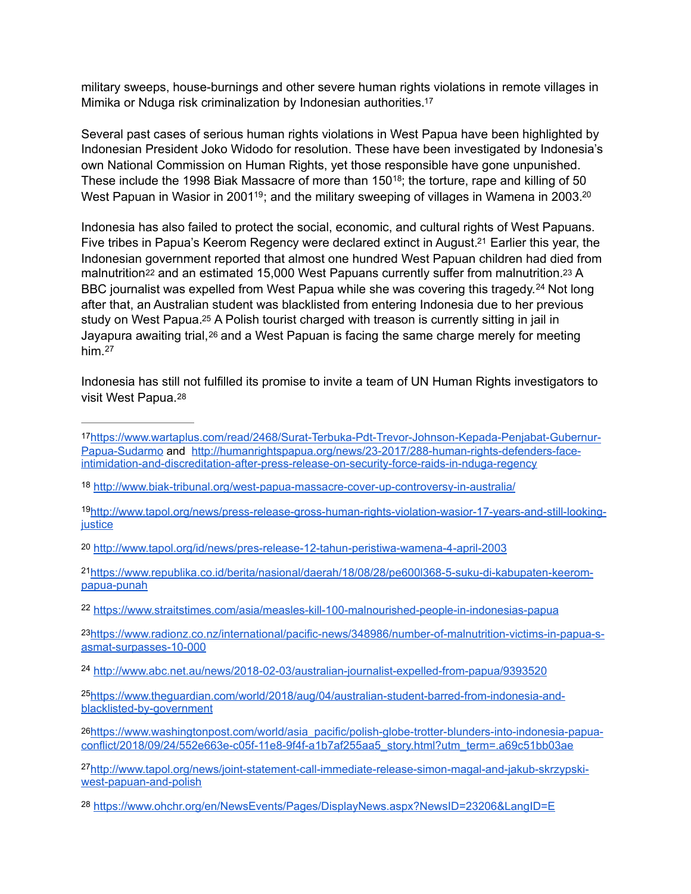military sweeps, house-burnings and other severe human rights violations in remote villages in Mimika or Nduga risk criminalization by Indonesian authorities.[17]

Several past cases of serious human rights violations in West Papua have been highlighted by Indonesian President Joko Widodo for resolution. These have been investigated by Indonesia's own National Commission on Human Rights, yet those responsible have gone unpunished. These include the 1998 Biak Massacre of more than 150[18]; the torture, rape and killing of 50 West Papuan in Wasior in 2001[19]; and the military sweeping of villages in Wamena in 2003.[20]

Indonesia has also failed to protect the social, economic, and cultural rights of West Papuans. Five tribes in Papua's Keerom Regency were declared extinct in August.[21] Earlier this year, the Indonesian government reported that almost one hundred West Papuan children had died from malnutrition[22] and an estimated 15,000 West Papuans currently suffer from malnutrition.[23] A BBC journalist was expelled from West Papua while she was covering this tragedy.[24] Not long after that, an Australian student was blacklisted from entering Indonesia due to her previous study on West Papua.[25] A Polish tourist charged with treason is currently sitting in jail in Jayapura awaiting trial,[26] and a West Papuan is facing the same charge merely for meeting him.[27]

Indonesia has still not fulfilled its promise to invite a team of UN Human Rights investigators to visit West Papua.[28]

---

[17] https://www.wartaplus.com/read/2468/Surat-Terbuka-Pdt-Trevor-Johnson-Kepada-Penjabat-Gubernur-Papua-Sudarmo and http://humanrightspapua.org/news/23-2017/288-human-rights-defenders-face-intimidation-and-discreditation-after-press-release-on-security-force-raids-in-nduga-regency

[18] http://www.biak-tribunal.org/west-papua-massacre-cover-up-controversy-in-australia/

[19] http://www.tapol.org/news/press-release-gross-human-rights-violation-wasior-17-years-and-still-looking-justice

[20] http://www.tapol.org/id/news/pres-release-12-tahun-peristiwa-wamena-4-april-2003

[21] https://www.republika.co.id/berita/nasional/daerah/18/08/28/pe600l368-5-suku-di-kabupaten-keerom-papua-punah

[22] https://www.straitstimes.com/asia/measles-kill-100-malnourished-people-in-indonesias-papua

[23] https://www.radionz.co.nz/international/pacific-news/348986/number-of-malnutrition-victims-in-papua-s-asmat-surpasses-10-000

[24] http://www.abc.net.au/news/2018-02-03/australian-journalist-expelled-from-papua/9393520

[25] https://www.theguardian.com/world/2018/aug/04/australian-student-barred-from-indonesia-and-blacklisted-by-government

[26] https://www.washingtonpost.com/world/asia_pacific/polish-globe-trotter-blunders-into-indonesia-papua-conflict/2018/09/24/552e663e-c05f-11e8-9f4f-a1b7af255aa5_story.html?utm_term=.a69c51bb03ae

[27] http://www.tapol.org/news/joint-statement-call-immediate-release-simon-magal-and-jakub-skrzypski-west-papuan-and-polish

[28] https://www.ohchr.org/en/NewsEvents/Pages/DisplayNews.aspx?NewsID=23206&LangID=E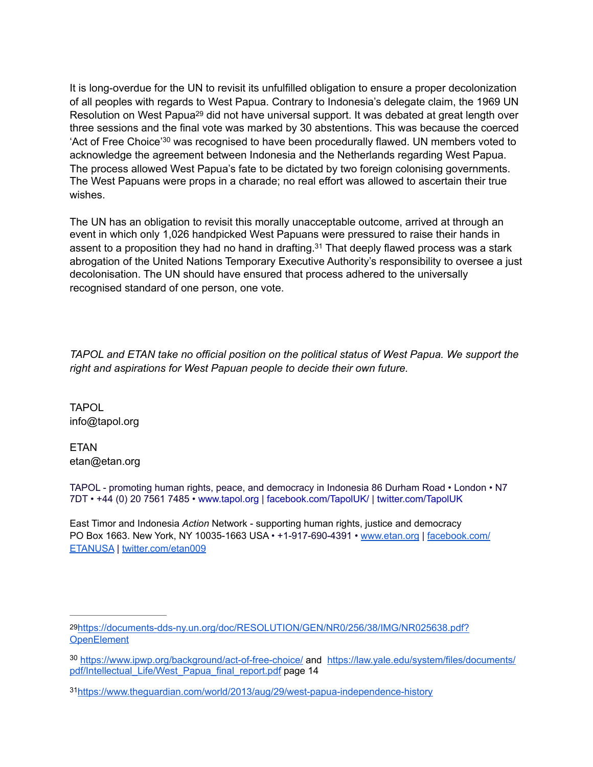It is long-overdue for the UN to revisit its unfulfilled obligation to ensure a proper decolonization of all peoples with regards to West Papua. Contrary to Indonesia's delegate claim, the 1969 UN Resolution on West Papua[29] did not have universal support. It was debated at great length over three sessions and the final vote was marked by 30 abstentions. This was because the coerced 'Act of Free Choice'[30] was recognised to have been procedurally flawed. UN members voted to acknowledge the agreement between Indonesia and the Netherlands regarding West Papua. The process allowed West Papua's fate to be dictated by two foreign colonising governments. The West Papuans were props in a charade; no real effort was allowed to ascertain their true wishes.

The UN has an obligation to revisit this morally unacceptable outcome, arrived at through an event in which only 1,026 handpicked West Papuans were pressured to raise their hands in assent to a proposition they had no hand in drafting.[31] That deeply flawed process was a stark abrogation of the United Nations Temporary Executive Authority's responsibility to oversee a just decolonisation. The UN should have ensured that process adhered to the universally recognised standard of one person, one vote.

*TAPOL and ETAN take no official position on the political status of West Papua. We support the right and aspirations for West Papuan people to decide their own future.*

TAPOL
info@tapol.org

ETAN
etan@etan.org

TAPOL - promoting human rights, peace, and democracy in Indonesia 86 Durham Road • London • N7 7DT • +44 (0) 20 7561 7485 • www.tapol.org | facebook.com/TapolUK/ | twitter.com/TapolUK

East Timor and Indonesia *Action* Network - supporting human rights, justice and democracy
PO Box 1663. New York, NY 10035-1663 USA • +1-917-690-4391 • www.etan.org | facebook.com/ETANUSA | twitter.com/etan009

---

[29] https://documents-dds-ny.un.org/doc/RESOLUTION/GEN/NR0/256/38/IMG/NR025638.pdf?OpenElement

[30] https://www.ipwp.org/background/act-of-free-choice/ and https://law.yale.edu/system/files/documents/pdf/Intellectual_Life/West_Papua_final_report.pdf page 14

[31] https://www.theguardian.com/world/2013/aug/29/west-papua-independence-history